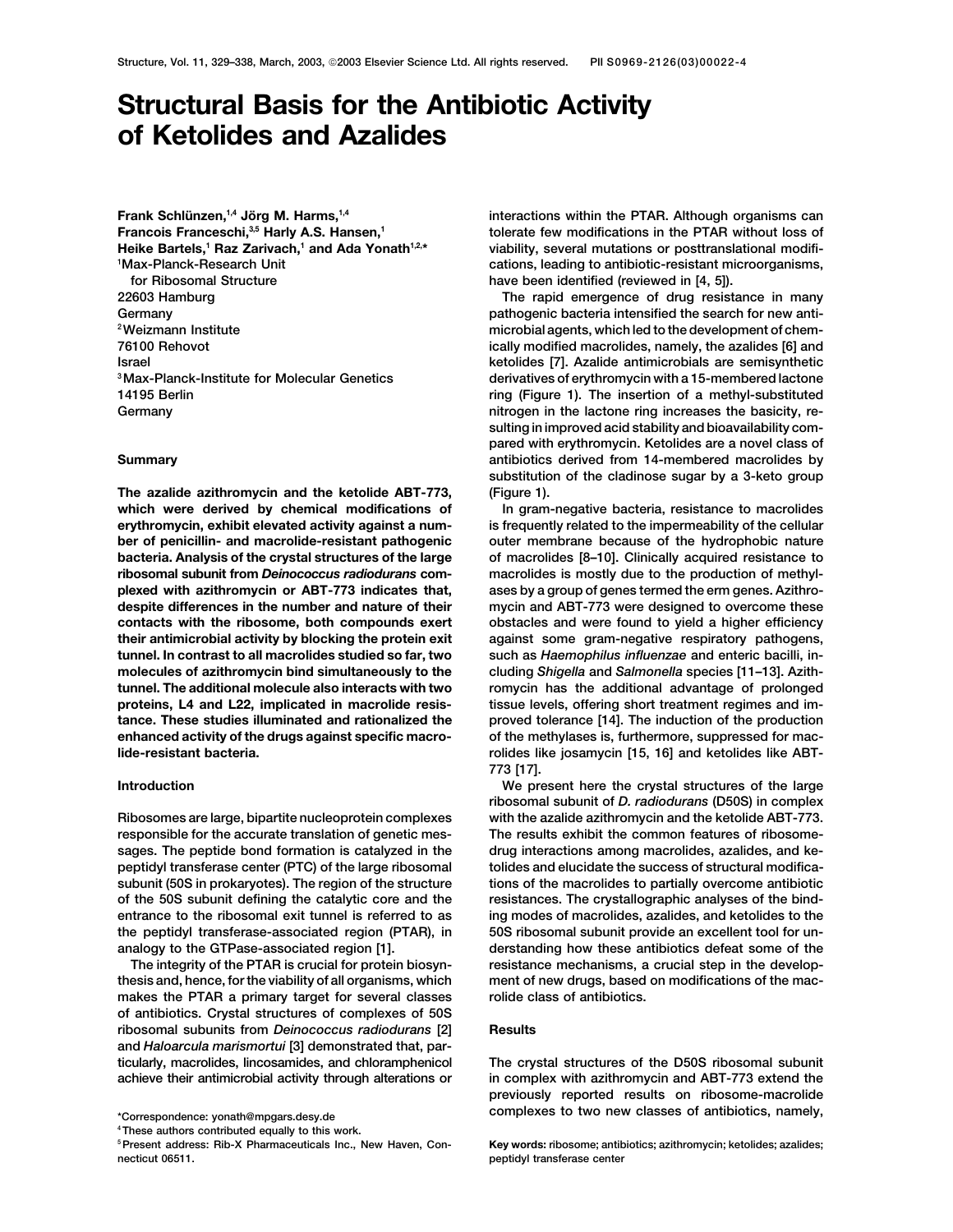# Structural Basis for the Antibiotic Activity of Ketolides and Azalides

Frank Schlünzen,[1,4] Jörg M. Harms,[1,4] Francois Franceschi,[3,5] Harly A.S. Hansen,[1] Heike Bartels,[1] Raz Zarivach,[1] and Ada Yonath[1,2,*]

[1]Max-Planck-Research Unit for Ribosomal Structure 22603 Hamburg Germany
[2]Weizmann Institute 76100 Rehovot Israel
[3]Max-Planck-Institute for Molecular Genetics 14195 Berlin Germany

## Summary

**The azalide azithromycin and the ketolide ABT-773, which were derived by chemical modifications of erythromycin, exhibit elevated activity against a number of penicillin- and macrolide-resistant pathogenic bacteria. Analysis of the crystal structures of the large ribosomal subunit from *Deinococcus radiodurans* complexed with azithromycin or ABT-773 indicates that, despite differences in the number and nature of their contacts with the ribosome, both compounds exert their antimicrobial activity by blocking the protein exit tunnel. In contrast to all macrolides studied so far, two molecules of azithromycin bind simultaneously to the tunnel. The additional molecule also interacts with two proteins, L4 and L22, implicated in macrolide resistance. These studies illuminated and rationalized the enhanced activity of the drugs against specific macrolide-resistant bacteria.**

## Introduction

Ribosomes are large, bipartite nucleoprotein complexes responsible for the accurate translation of genetic messages. The peptide bond formation is catalyzed in the peptidyl transferase center (PTC) of the large ribosomal subunit (50S in prokaryotes). The region of the structure of the 50S subunit defining the catalytic core and the entrance to the ribosomal exit tunnel is referred to as the peptidyl transferase-associated region (PTAR), in analogy to the GTPase-associated region [1].

The integrity of the PTAR is crucial for protein biosynthesis and, hence, for the viability of all organisms, which makes the PTAR a primary target for several classes of antibiotics. Crystal structures of complexes of 50S ribosomal subunits from *Deinococcus radiodurans* [2] and *Haloarcula marismortui* [3] demonstrated that, particularly, macrolides, lincosamides, and chloramphenicol achieve their antimicrobial activity through alterations or interactions within the PTAR. Although organisms can tolerate few modifications in the PTAR without loss of viability, several mutations or posttranslational modifications, leading to antibiotic-resistant microorganisms, have been identified (reviewed in [4, 5]).

The rapid emergence of drug resistance in many pathogenic bacteria intensified the search for new antimicrobial agents, which led to the development of chemically modified macrolides, namely, the azalides [6] and ketolides [7]. Azalide antimicrobials are semisynthetic derivatives of erythromycin with a 15-membered lactone ring (Figure 1). The insertion of a methyl-substituted nitrogen in the lactone ring increases the basicity, resulting in improved acid stability and bioavailability compared with erythromycin. Ketolides are a novel class of antibiotics derived from 14-membered macrolides by substitution of the cladinose sugar by a 3-keto group (Figure 1).

In gram-negative bacteria, resistance to macrolides is frequently related to the impermeability of the cellular outer membrane because of the hydrophobic nature of macrolides [8–10]. Clinically acquired resistance to macrolides is mostly due to the production of methylases by a group of genes termed the erm genes. Azithromycin and ABT-773 were designed to overcome these obstacles and were found to yield a higher efficiency against some gram-negative respiratory pathogens, such as *Haemophilus influenzae* and enteric bacilli, including *Shigella* and *Salmonella* species [11–13]. Azithromycin has the additional advantage of prolonged tissue levels, offering short treatment regimes and improved tolerance [14]. The induction of the production of the methylases is, furthermore, suppressed for macrolides like josamycin [15, 16] and ketolides like ABT-773 [17].

We present here the crystal structures of the large ribosomal subunit of *D. radiodurans* (D50S) in complex with the azalide azithromycin and the ketolide ABT-773. The results exhibit the common features of ribosome-drug interactions among macrolides, azalides, and ketolides and elucidate the success of structural modifications of the macrolides to partially overcome antibiotic resistances. The crystallographic analyses of the binding modes of macrolides, azalides, and ketolides to the 50S ribosomal subunit provide an excellent tool for understanding how these antibiotics defeat some of the resistance mechanisms, a crucial step in the development of new drugs, based on modifications of the macrolide class of antibiotics.

## Results

The crystal structures of the D50S ribosomal subunit in complex with azithromycin and ABT-773 extend the previously reported results on ribosome-macrolide complexes to two new classes of antibiotics, namely,

*Correspondence: yonath@mpgars.desy.de
[4]These authors contributed equally to this work.
[5]Present address: Rib-X Pharmaceuticals Inc., New Haven, Connecticut 06511.

**Key words:** ribosome; antibiotics; azithromycin; ketolides; azalides; peptidyl transferase center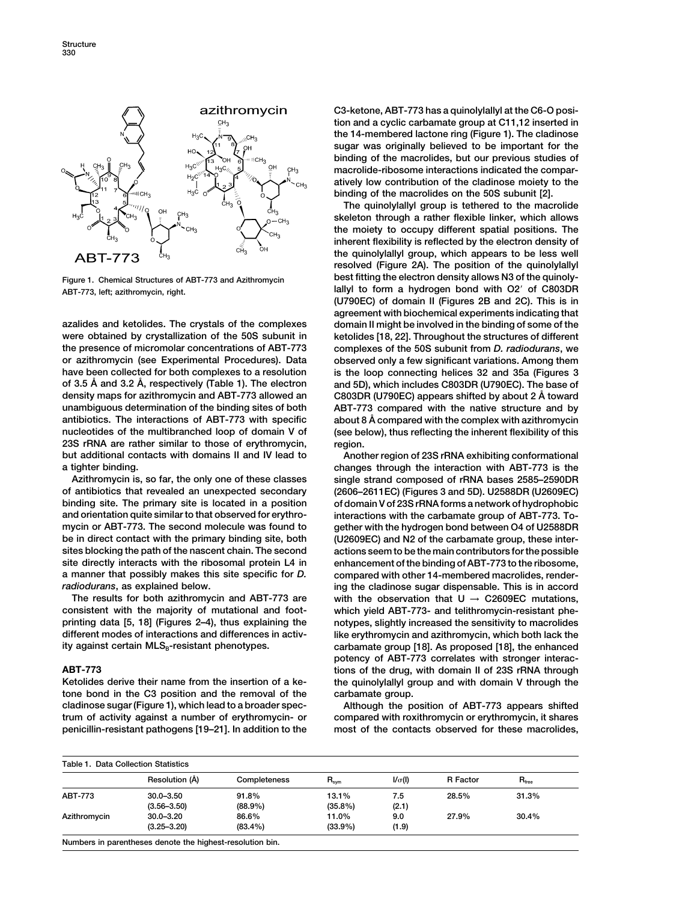Figure 1. Chemical Structures of ABT-773 and Azithromycin

ABT-773, left; azithromycin, right.

azalides and ketolides. The crystals of the complexes were obtained by crystallization of the 50S subunit in the presence of micromolar concentrations of ABT-773 or azithromycin (see Experimental Procedures). Data have been collected for both complexes to a resolution of 3.5 Å and 3.2 Å, respectively (Table 1). The electron density maps for azithromycin and ABT-773 allowed an unambiguous determination of the binding sites of both antibiotics. The interactions of ABT-773 with specific nucleotides of the multibranched loop of domain V of 23S rRNA are rather similar to those of erythromycin, but additional contacts with domains II and IV lead to a tighter binding.

Azithromycin is, so far, the only one of these classes of antibiotics that revealed an unexpected secondary binding site. The primary site is located in a position and orientation quite similar to that observed for erythromycin or ABT-773. The second molecule was found to be in direct contact with the primary binding site, both sites blocking the path of the nascent chain. The second site directly interacts with the ribosomal protein L4 in a manner that possibly makes this site specific for *D. radiodurans*, as explained below.

The results for both azithromycin and ABT-773 are consistent with the majority of mutational and footprinting data [5, 18] (Figures 2–4), thus explaining the different modes of interactions and differences in activity against certain $MLS_B$-resistant phenotypes.

## ABT-773

Ketolides derive their name from the insertion of a ketone bond in the C3 position and the removal of the cladinose sugar (Figure 1), which lead to a broader spectrum of activity against a number of erythromycin- or penicillin-resistant pathogens [19–21]. In addition to the C3-ketone, ABT-773 has a quinolylallyl at the C6-O position and a cyclic carbamate group at C11,12 inserted in the 14-membered lactone ring (Figure 1). The cladinose sugar was originally believed to be important for the binding of the macrolides, but our previous studies of macrolide-ribosome interactions indicated the comparatively low contribution of the cladinose moiety to the binding of the macrolides on the 50S subunit [2].

The quinolylallyl group is tethered to the macrolide skeleton through a rather flexible linker, which allows the moiety to occupy different spatial positions. The inherent flexibility is reflected by the electron density of the quinolylallyl group, which appears to be less well resolved (Figure 2A). The position of the quinolylallyl best fitting the electron density allows N3 of the quinolylallyl to form a hydrogen bond with O2′ of C803DR (U790EC) of domain II (Figures 2B and 2C). This is in agreement with biochemical experiments indicating that domain II might be involved in the binding of some of the ketolides [18, 22]. Throughout the structures of different complexes of the 50S subunit from *D. radiodurans*, we observed only a few significant variations. Among them is the loop connecting helices 32 and 35a (Figures 3 and 5D), which includes C803DR (U790EC). The base of C803DR (U790EC) appears shifted by about 2 Å toward ABT-773 compared with the native structure and by about 8 Å compared with the complex with azithromycin (see below), thus reflecting the inherent flexibility of this region.

Another region of 23S rRNA exhibiting conformational changes through the interaction with ABT-773 is the single strand composed of rRNA bases 2585–2590DR (2606–2611EC) (Figures 3 and 5D). U2588DR (U2609EC) of domain V of 23S rRNA forms a network of hydrophobic interactions with the carbamate group of ABT-773. Together with the hydrogen bond between O4 of U2588DR (U2609EC) and N2 of the carbamate group, these interactions seem to be the main contributors for the possible enhancement of the binding of ABT-773 to the ribosome, compared with other 14-membered macrolides, rendering the cladinose sugar dispensable. This is in accord with the observation that U → C2609EC mutations, which yield ABT-773- and telithromycin-resistant phenotypes, slightly increased the sensitivity to macrolides like erythromycin and azithromycin, which both lack the carbamate group [18]. As proposed [18], the enhanced potency of ABT-773 correlates with stronger interactions of the drug, with domain II of 23S rRNA through the quinolylallyl group and with domain V through the carbamate group.

Although the position of ABT-773 appears shifted compared with roxithromycin or erythromycin, it shares most of the contacts observed for these macrolides,

Table 1. Data Collection Statistics

| | Resolution (Å) | Completeness | $R_{sym}$ | $I/\sigma(I)$ | R Factor | $R_{free}$ |
|---|---|---|---|---|---|---|
| ABT-773 | 30.0–3.50 (3.56–3.50) | 91.8% (88.9%) | 13.1% (35.8%) | 7.5 (2.1) | 28.5% | 31.3% |
| Azithromycin | 30.0–3.20 (3.25–3.20) | 86.6% (83.4%) | 11.0% (33.9%) | 9.0 (1.9) | 27.9% | 30.4% |

Numbers in parentheses denote the highest-resolution bin.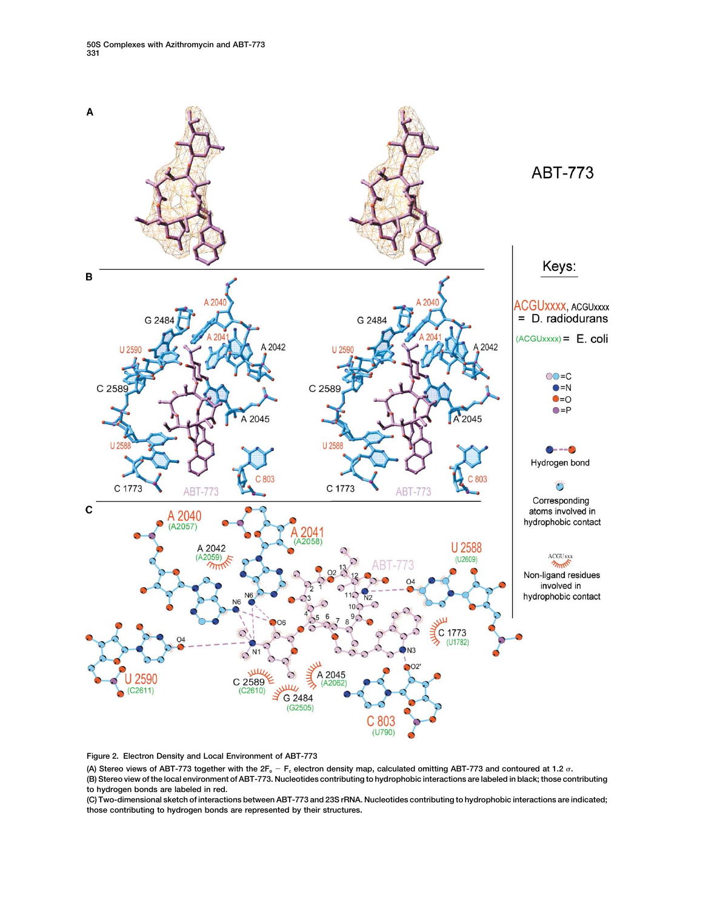Figure 2. Electron Density and Local Environment of ABT-773

(A) Stereo views of ABT-773 together with the $2F_o - F_c$ electron density map, calculated omitting ABT-773 and contoured at 1.2 σ.

(B) Stereo view of the local environment of ABT-773. Nucleotides contributing to hydrophobic interactions are labeled in black; those contributing to hydrogen bonds are labeled in red.

(C) Two-dimensional sketch of interactions between ABT-773 and 23S rRNA. Nucleotides contributing to hydrophobic interactions are indicated; those contributing to hydrogen bonds are represented by their structures.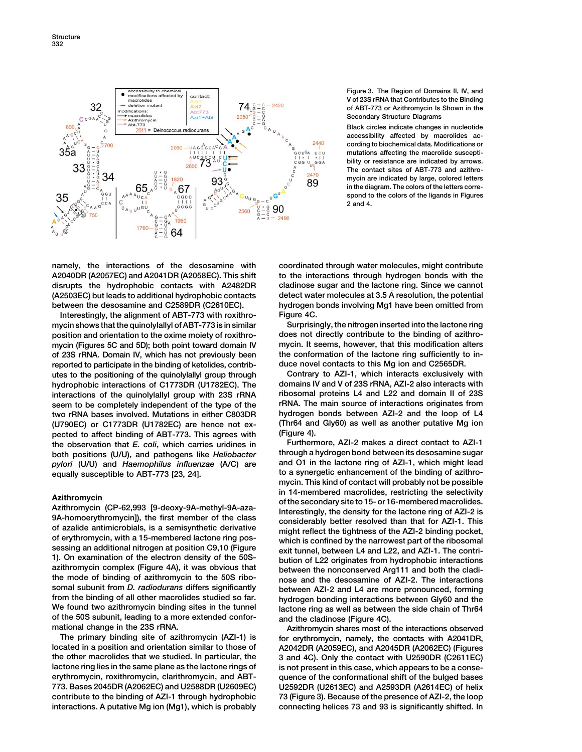Figure 3. The Region of Domains II, IV, and V of 23S rRNA that Contributes to the Binding of ABT-773 or Azithromycin Is Shown in the Secondary Structure Diagrams

Black circles indicate changes in nucleotide accessibility affected by macrolides according to biochemical data. Modifications or mutations affecting the macrolide susceptibility or resistance are indicated by arrows. The contact sites of ABT-773 and azithromycin are indicated by large, colored letters in the diagram. The colors of the letters correspond to the colors of the ligands in Figures 2 and 4.

namely, the interactions of the desosamine with A2040DR (A2057EC) and A2041DR (A2058EC). This shift disrupts the hydrophobic contacts with A2482DR (A2503EC) but leads to additional hydrophobic contacts between the desosamine and C2589DR (C2610EC).

Interestingly, the alignment of ABT-773 with roxithromycin shows that the quinolylallyl of ABT-773 is in similar position and orientation to the oxime moiety of roxithromycin (Figures 5C and 5D); both point toward domain IV of 23S rRNA. Domain IV, which has not previously been reported to participate in the binding of ketolides, contributes to the positioning of the quinolylallyl group through hydrophobic interactions of C1773DR (U1782EC). The interactions of the quinolylallyl group with 23S rRNA seem to be completely independent of the type of the two rRNA bases involved. Mutations in either C803DR (U790EC) or C1773DR (U1782EC) are hence not expected to affect binding of ABT-773. This agrees with the observation that *E. coli*, which carries uridines in both positions (U/U), and pathogens like *Heliobacter pylori* (U/U) and *Haemophilus influenzae* (A/C) are equally susceptible to ABT-773 [23, 24].

## Azithromycin

Azithromycin (CP-62,993 [9-deoxy-9A-methyl-9A-aza-9A-homoerythromycin]), the first member of the class of azalide antimicrobials, is a semisynthetic derivative of erythromycin, with a 15-membered lactone ring possessing an additional nitrogen at position C9,10 (Figure 1). On examination of the electron density of the 50S-azithromycin complex (Figure 4A), it was obvious that the mode of binding of azithromycin to the 50S ribosomal subunit from *D. radiodurans* differs significantly from the binding of all other macrolides studied so far. We found two azithromycin binding sites in the tunnel of the 50S subunit, leading to a more extended conformational change in the 23S rRNA.

The primary binding site of azithromycin (AZI-1) is located in a position and orientation similar to those of the other macrolides that we studied. In particular, the lactone ring lies in the same plane as the lactone rings of erythromycin, roxithromycin, clarithromycin, and ABT-773. Bases 2045DR (A2062EC) and U2588DR (U2609EC) contribute to the binding of AZI-1 through hydrophobic interactions. A putative Mg ion (Mg1), which is probably coordinated through water molecules, might contribute to the interactions through hydrogen bonds with the cladinose sugar and the lactone ring. Since we cannot detect water molecules at 3.5 Å resolution, the potential hydrogen bonds involving Mg1 have been omitted from Figure 4C.

Surprisingly, the nitrogen inserted into the lactone ring does not directly contribute to the binding of azithromycin. It seems, however, that this modification alters the conformation of the lactone ring sufficiently to induce novel contacts to this Mg ion and C2565DR.

Contrary to AZI-1, which interacts exclusively with domains IV and V of 23S rRNA, AZI-2 also interacts with ribosomal proteins L4 and L22 and domain II of 23S rRNA. The main source of interactions originates from hydrogen bonds between AZI-2 and the loop of L4 (Thr64 and Gly60) as well as another putative Mg ion (Figure 4).

Furthermore, AZI-2 makes a direct contact to AZI-1 through a hydrogen bond between its desosamine sugar and O1 in the lactone ring of AZI-1, which might lead to a synergetic enhancement of the binding of azithromycin. This kind of contact will probably not be possible in 14-membered macrolides, restricting the selectivity of the secondary site to 15- or 16-membered macrolides. Interestingly, the density for the lactone ring of AZI-2 is considerably better resolved than that for AZI-1. This might reflect the tightness of the AZI-2 binding pocket, which is confined by the narrowest part of the ribosomal exit tunnel, between L4 and L22, and AZI-1. The contribution of L22 originates from hydrophobic interactions between the nonconserved Arg111 and both the cladinose and the desosamine of AZI-2. The interactions between AZI-2 and L4 are more pronounced, forming hydrogen bonding interactions between Gly60 and the lactone ring as well as between the side chain of Thr64 and the cladinose (Figure 4C).

Azithromycin shares most of the interactions observed for erythromycin, namely, the contacts with A2041DR, A2042DR (A2059EC), and A2045DR (A2062EC) (Figures 3 and 4C). Only the contact with U2590DR (C2611EC) is not present in this case, which appears to be a consequence of the conformational shift of the bulged bases U2592DR (U2613EC) and A2593DR (A2614EC) of helix 73 (Figure 3). Because of the presence of AZI-2, the loop connecting helices 73 and 93 is significantly shifted. In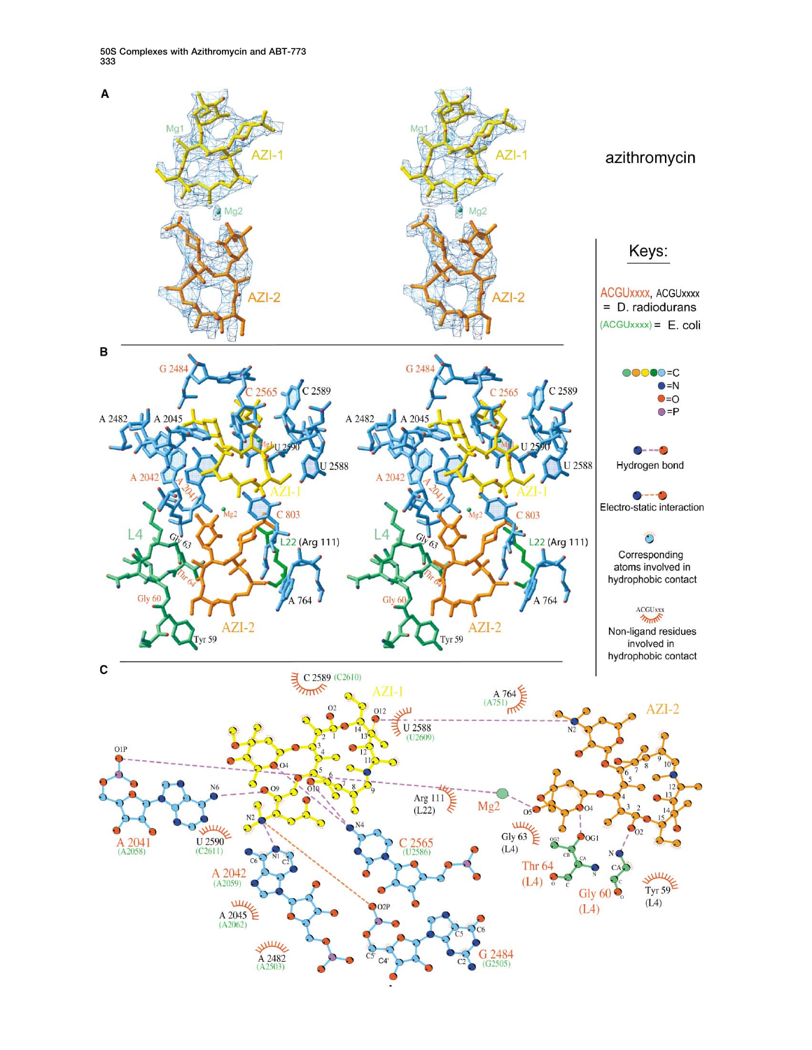A

azithromycin

AZI-1

AZI-2

Mg1

Mg2

B

G 2484, C 2565, C 2589, A 2482, A 2045, U 2590, U 2588, A 2042, A 2041, AZI-1, Mg2, C 803, L4, Gly 63, L22 (Arg 111), Thr 64, Gly 60, A 764, AZI-2, Tyr 59

C

C 2589 (C2610), AZI-1, A 764 (A751), AZI-2, U 2588 (U2609), Arg 111 (L22), Mg2, A 2041 (A2058), U 2590 (C2611), C 2565 (U2586), A 2042 (A2059), A 2045 (A2062), A 2482 (A2503), G 2484 (G2505), Gly 63 (L4), Thr 64 (L4), Gly 60 (L4), Tyr 59 (L4)

Keys:

ACGUxxxx, ACGUxxxx = D. radiodurans

(ACGUxxxx) = E. coli

=C

=N

=O

=P

Hydrogen bond

Electro-static interaction

Corresponding atoms involved in hydrophobic contact

Non-ligand residues involved in hydrophobic contact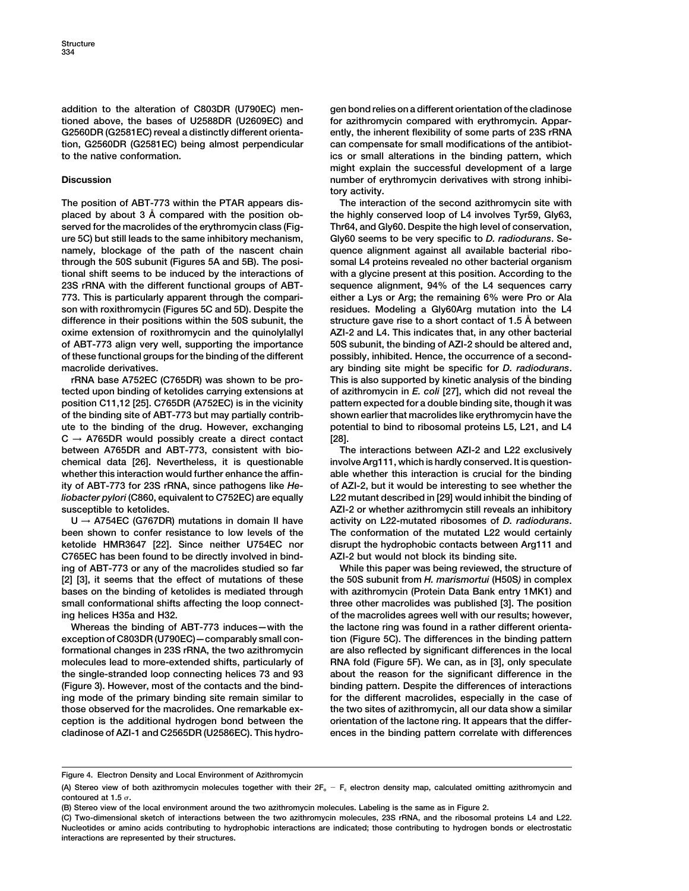addition to the alteration of C803DR (U790EC) mentioned above, the bases of U2588DR (U2609EC) and G2560DR (G2581EC) reveal a distinctly different orientation, G2560DR (G2581EC) being almost perpendicular to the native conformation.

## Discussion

The position of ABT-773 within the PTAR appears displaced by about 3 Å compared with the position observed for the macrolides of the erythromycin class (Figure 5C) but still leads to the same inhibitory mechanism, namely, blockage of the path of the nascent chain through the 50S subunit (Figures 5A and 5B). The positional shift seems to be induced by the interactions of 23S rRNA with the different functional groups of ABT-773. This is particularly apparent through the comparison with roxithromycin (Figures 5C and 5D). Despite the difference in their positions within the 50S subunit, the oxime extension of roxithromycin and the quinolylallyl of ABT-773 align very well, supporting the importance of these functional groups for the binding of the different macrolide derivatives.

rRNA base A752EC (C765DR) was shown to be protected upon binding of ketolides carrying extensions at position C11,12 [25]. C765DR (A752EC) is in the vicinity of the binding site of ABT-773 but may partially contribute to the binding of the drug. However, exchanging C → A765DR would possibly create a direct contact between A765DR and ABT-773, consistent with biochemical data [26]. Nevertheless, it is questionable whether this interaction would further enhance the affinity of ABT-773 for 23S rRNA, since pathogens like *Heliobacter pylori* (C860, equivalent to C752EC) are equally susceptible to ketolides.

U → A754EC (G767DR) mutations in domain II have been shown to confer resistance to low levels of the ketolide HMR3647 [22]. Since neither U754EC nor C765EC has been found to be directly involved in binding of ABT-773 or any of the macrolides studied so far [2] [3], it seems that the effect of mutations of these bases on the binding of ketolides is mediated through small conformational shifts affecting the loop connecting helices H35a and H32.

Whereas the binding of ABT-773 induces—with the exception of C803DR (U790EC)—comparably small conformational changes in 23S rRNA, the two azithromycin molecules lead to more-extended shifts, particularly of the single-stranded loop connecting helices 73 and 93 (Figure 3). However, most of the contacts and the binding mode of the primary binding site remain similar to those observed for the macrolides. One remarkable exception is the additional hydrogen bond between the cladinose of AZI-1 and C2565DR (U2586EC). This hydrogen bond relies on a different orientation of the cladinose for azithromycin compared with erythromycin. Apparently, the inherent flexibility of some parts of 23S rRNA can compensate for small modifications of the antibiotics or small alterations in the binding pattern, which might explain the successful development of a large number of erythromycin derivatives with strong inhibitory activity.

The interaction of the second azithromycin site with the highly conserved loop of L4 involves Tyr59, Gly63, Thr64, and Gly60. Despite the high level of conservation, Gly60 seems to be very specific to *D. radiodurans*. Sequence alignment against all available bacterial ribosomal L4 proteins revealed no other bacterial organism with a glycine present at this position. According to the sequence alignment, 94% of the L4 sequences carry either a Lys or Arg; the remaining 6% were Pro or Ala residues. Modeling a Gly60Arg mutation into the L4 structure gave rise to a short contact of 1.5 Å between AZI-2 and L4. This indicates that, in any other bacterial 50S subunit, the binding of AZI-2 should be altered and, possibly, inhibited. Hence, the occurrence of a secondary binding site might be specific for *D. radiodurans*. This is also supported by kinetic analysis of the binding of azithromycin in *E. coli* [27], which did not reveal the pattern expected for a double binding site, though it was shown earlier that macrolides like erythromycin have the potential to bind to ribosomal proteins L5, L21, and L4 [28].

The interactions between AZI-2 and L22 exclusively involve Arg111, which is hardly conserved. It is questionable whether this interaction is crucial for the binding of AZI-2, but it would be interesting to see whether the L22 mutant described in [29] would inhibit the binding of AZI-2 or whether azithromycin still reveals an inhibitory activity on L22-mutated ribosomes of *D. radiodurans*. The conformation of the mutated L22 would certainly disrupt the hydrophobic contacts between Arg111 and AZI-2 but would not block its binding site.

While this paper was being reviewed, the structure of the 50S subunit from *H. marismortui* (H50S) in complex with azithromycin (Protein Data Bank entry 1MK1) and three other macrolides was published [3]. The position of the macrolides agrees well with our results; however, the lactone ring was found in a rather different orientation (Figure 5C). The differences in the binding pattern are also reflected by significant differences in the local RNA fold (Figure 5F). We can, as in [3], only speculate about the reason for the significant difference in the binding pattern. Despite the differences of interactions for the different macrolides, especially in the case of the two sites of azithromycin, all our data show a similar orientation of the lactone ring. It appears that the differences in the binding pattern correlate with differences

Figure 4. Electron Density and Local Environment of Azithromycin

(A) Stereo view of both azithromycin molecules together with their $2F_o - F_c$ electron density map, calculated omitting azithromycin and contoured at 1.5 $\sigma$.

(B) Stereo view of the local environment around the two azithromycin molecules. Labeling is the same as in Figure 2.

(C) Two-dimensional sketch of interactions between the two azithromycin molecules, 23S rRNA, and the ribosomal proteins L4 and L22. Nucleotides or amino acids contributing to hydrophobic interactions are indicated; those contributing to hydrogen bonds or electrostatic interactions are represented by their structures.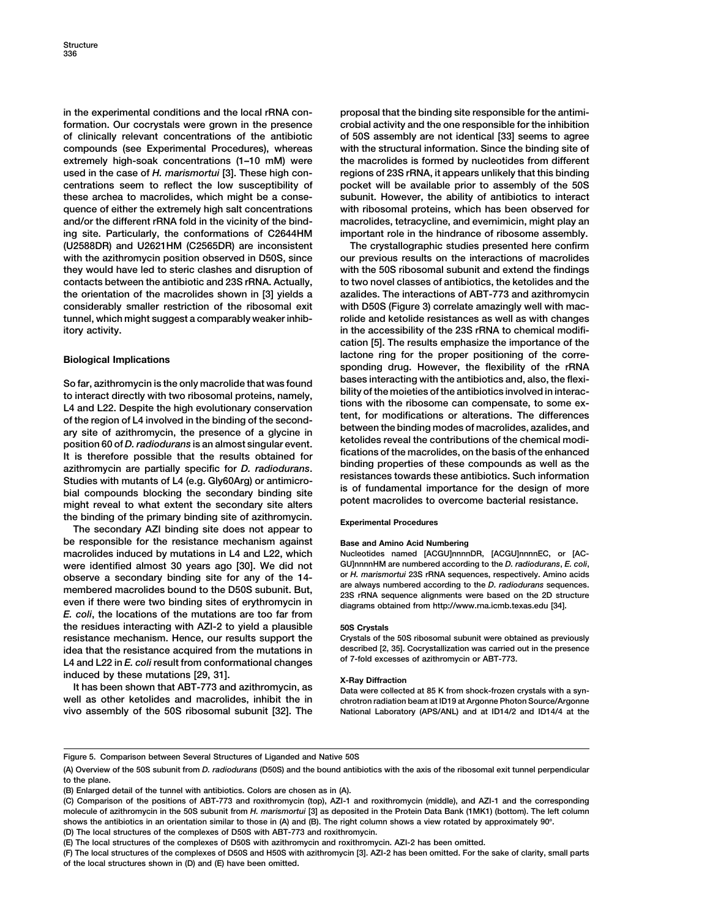in the experimental conditions and the local rRNA conformation. Our cocrystals were grown in the presence of clinically relevant concentrations of the antibiotic compounds (see Experimental Procedures), whereas extremely high-soak concentrations (1–10 mM) were used in the case of *H. marismortui* [3]. These high concentrations seem to reflect the low susceptibility of these archea to macrolides, which might be a consequence of either the extremely high salt concentrations and/or the different rRNA fold in the vicinity of the binding site. Particularly, the conformations of C2644HM (U2588DR) and U2621HM (C2565DR) are inconsistent with the azithromycin position observed in D50S, since they would have led to steric clashes and disruption of contacts between the antibiotic and 23S rRNA. Actually, the orientation of the macrolides shown in [3] yields a considerably smaller restriction of the ribosomal exit tunnel, which might suggest a comparably weaker inhibitory activity.

## Biological Implications

So far, azithromycin is the only macrolide that was found to interact directly with two ribosomal proteins, namely, L4 and L22. Despite the high evolutionary conservation of the region of L4 involved in the binding of the secondary site of azithromycin, the presence of a glycine in position 60 of *D. radiodurans* is an almost singular event. It is therefore possible that the results obtained for azithromycin are partially specific for *D. radiodurans*. Studies with mutants of L4 (e.g. Gly60Arg) or antimicrobial compounds blocking the secondary binding site might reveal to what extent the secondary site alters the binding of the primary binding site of azithromycin.

The secondary AZI binding site does not appear to be responsible for the resistance mechanism against macrolides induced by mutations in L4 and L22, which were identified almost 30 years ago [30]. We did not observe a secondary binding site for any of the 14-membered macrolides bound to the D50S subunit. But, even if there were two binding sites of erythromycin in *E. coli*, the locations of the mutations are too far from the residues interacting with AZI-2 to yield a plausible resistance mechanism. Hence, our results support the idea that the resistance acquired from the mutations in L4 and L22 in *E. coli* result from conformational changes induced by these mutations [29, 31].

It has been shown that ABT-773 and azithromycin, as well as other ketolides and macrolides, inhibit the in vivo assembly of the 50S ribosomal subunit [32]. The proposal that the binding site responsible for the antimicrobial activity and the one responsible for the inhibition of 50S assembly are not identical [33] seems to agree with the structural information. Since the binding site of the macrolides is formed by nucleotides from different regions of 23S rRNA, it appears unlikely that this binding pocket will be available prior to assembly of the 50S subunit. However, the ability of antibiotics to interact with ribosomal proteins, which has been observed for macrolides, tetracycline, and evernimicin, might play an important role in the hindrance of ribosome assembly.

The crystallographic studies presented here confirm our previous results on the interactions of macrolides with the 50S ribosomal subunit and extend the findings to two novel classes of antibiotics, the ketolides and the azalides. The interactions of ABT-773 and azithromycin with D50S (Figure 3) correlate amazingly well with macrolide and ketolide resistances as well as with changes in the accessibility of the 23S rRNA to chemical modification [5]. The results emphasize the importance of the lactone ring for the proper positioning of the corresponding drug. However, the flexibility of the rRNA bases interacting with the antibiotics and, also, the flexibility of the moieties of the antibiotics involved in interactions with the ribosome can compensate, to some extent, for modifications or alterations. The differences between the binding modes of macrolides, azalides, and ketolides reveal the contributions of the chemical modifications of the macrolides, on the basis of the enhanced binding properties of these compounds as well as the resistances towards these antibiotics. Such information is of fundamental importance for the design of more potent macrolides to overcome bacterial resistance.

## Experimental Procedures

### Base and Amino Acid Numbering

Nucleotides named [ACGU]nnnnDR, [ACGU]nnnnEC, or [ACGU]nnnnHM are numbered according to the *D. radiodurans*, *E. coli*, or *H. marismortui* 23S rRNA sequences, respectively. Amino acids are always numbered according to the *D. radiodurans* sequences. 23S rRNA sequence alignments were based on the 2D structure diagrams obtained from http://www.rna.icmb.texas.edu [34].

### 50S Crystals

Crystals of the 50S ribosomal subunit were obtained as previously described [2, 35]. Cocrystallization was carried out in the presence of 7-fold excesses of azithromycin or ABT-773.

### X-Ray Diffraction

Data were collected at 85 K from shock-frozen crystals with a synchrotron radiation beam at ID19 at Argonne Photon Source/Argonne National Laboratory (APS/ANL) and at ID14/2 and ID14/4 at the

Figure 5. Comparison between Several Structures of Liganded and Native 50S

(A) Overview of the 50S subunit from *D. radiodurans* (D50S) and the bound antibiotics with the axis of the ribosomal exit tunnel perpendicular to the plane.

(B) Enlarged detail of the tunnel with antibiotics. Colors are chosen as in (A).

(C) Comparison of the positions of ABT-773 and roxithromycin (top), AZI-1 and roxithromycin (middle), and AZI-1 and the corresponding molecule of azithromycin in the 50S subunit from *H. marismortui* [3] as deposited in the Protein Data Bank (1MK1) (bottom). The left column shows the antibiotics in an orientation similar to those in (A) and (B). The right column shows a view rotated by approximately 90°.

(D) The local structures of the complexes of D50S with ABT-773 and roxithromycin.

(E) The local structures of the complexes of D50S with azithromycin and roxithromycin. AZI-2 has been omitted.

(F) The local structures of the complexes of D50S and H50S with azithromycin [3]. AZI-2 has been omitted. For the sake of clarity, small parts of the local structures shown in (D) and (E) have been omitted.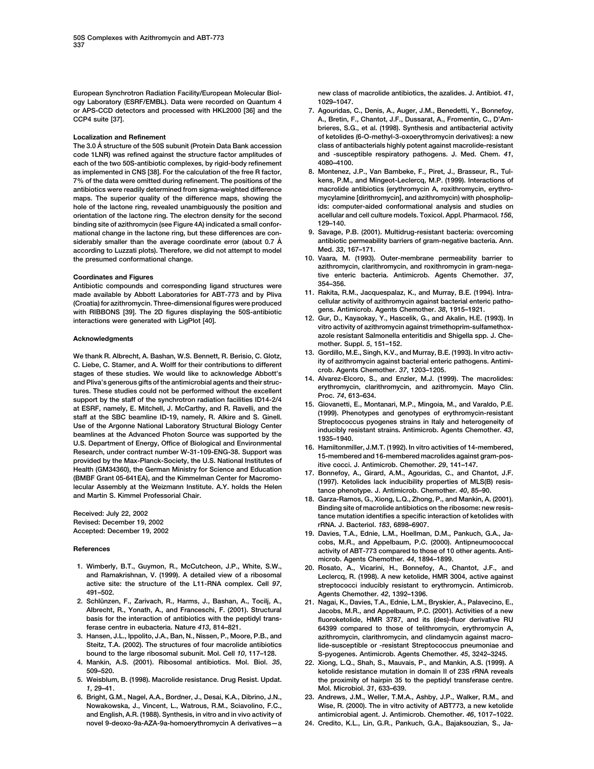European Synchrotron Radiation Facility/European Molecular Biology Laboratory (ESRF/EMBL). Data were recorded on Quantum 4 or APS-CCD detectors and processed with HKL2000 [36] and the CCP4 suite [37].

### Localization and Refinement

The 3.0 Å structure of the 50S subunit (Protein Data Bank accession code 1LNR) was refined against the structure factor amplitudes of each of the two 50S-antibiotic complexes, by rigid-body refinement as implemented in CNS [38]. For the calculation of the free R factor, 7% of the data were omitted during refinement. The positions of the antibiotics were readily determined from sigma-weighted difference maps. The superior quality of the difference maps, showing the hole of the lactone ring, revealed unambiguously the position and orientation of the lactone ring. The electron density for the second binding site of azithromycin (see Figure 4A) indicated a small conformational change in the lactone ring, but these differences are considerably smaller than the average coordinate error (about 0.7 Å according to Luzzati plots). Therefore, we did not attempt to model the presumed conformational change.

### Coordinates and Figures

Antibiotic compounds and corresponding ligand structures were made available by Abbott Laboratories for ABT-773 and by Pliva (Croatia) for azithromycin. Three-dimensional figures were produced with RIBBONS [39]. The 2D figures displaying the 50S-antibiotic interactions were generated with LigPlot [40].

## Acknowledgments

We thank R. Albrecht, A. Bashan, W.S. Bennett, R. Berisio, C. Glotz, C. Liebe, C. Stamer, and A. Wolff for their contributions to different stages of these studies. We would like to acknowledge Abbott's and Pliva's generous gifts of the antimicrobial agents and their structures. These studies could not be performed without the excellent support by the staff of the synchrotron radiation facilities ID14-2/4 at ESRF, namely, E. Mitchell, J. McCarthy, and R. Ravelli, and the staff at the SBC beamline ID-19, namely, R. Alkire and S. Ginell. Use of the Argonne National Laboratory Structural Biology Center beamlines at the Advanced Photon Source was supported by the U.S. Department of Energy, Office of Biological and Environmental Research, under contract number W-31-109-ENG-38. Support was provided by the Max-Planck-Society, the U.S. National Institutes of Health (GM34360), the German Ministry for Science and Education (BMBF Grant 05-641EA), and the Kimmelman Center for Macromolecular Assembly at the Weizmann Institute. A.Y. holds the Helen and Martin S. Kimmel Professorial Chair.

Received: July 22, 2002
Revised: December 19, 2002
Accepted: December 19, 2002

## References

1. Wimberly, B.T., Guymon, R., McCutcheon, J.P., White, S.W., and Ramakrishnan, V. (1999). A detailed view of a ribosomal active site: the structure of the L11-RNA complex. Cell *97*, 491–502.
2. Schlünzen, F., Zarivach, R., Harms, J., Bashan, A., Tocilj, A., Albrecht, R., Yonath, A., and Franceschi, F. (2001). Structural basis for the interaction of antibiotics with the peptidyl transferase centre in eubacteria. Nature *413*, 814–821.
3. Hansen, J.L., Ippolito, J.A., Ban, N., Nissen, P., Moore, P.B., and Steitz, T.A. (2002). The structures of four macrolide antibiotics bound to the large ribosomal subunit. Mol. Cell *10*, 117–128.
4. Mankin, A.S. (2001). Ribosomal antibiotics. Mol. Biol. *35*, 509–520.
5. Weisblum, B. (1998). Macrolide resistance. Drug Resist. Updat. *1*, 29–41.
6. Bright, G.M., Nagel, A.A., Bordner, J., Desai, K.A., Dibrino, J.N., Nowakowska, J., Vincent, L., Watrous, R.M., Sciavolino, F.C., and English, A.R. (1988). Synthesis, in vitro and in vivo activity of novel 9-deoxo-9a-AZA-9a-homoerythromycin A derivatives—a new class of macrolide antibiotics, the azalides. J. Antibiot. *41*, 1029–1047.
7. Agouridas, C., Denis, A., Auger, J.M., Benedetti, Y., Bonnefoy, A., Bretin, F., Chantot, J.F., Dussarat, A., Fromentin, C., D'Ambrieres, S.G., et al. (1998). Synthesis and antibacterial activity of ketolides (6-O-methyl-3-oxoerythromycin derivatives): a new class of antibacterials highly potent against macrolide-resistant and -susceptible respiratory pathogens. J. Med. Chem. *41*, 4080–4100.
8. Montenez, J.P., Van Bambeke, F., Piret, J., Brasseur, R., Tulkens, P.M., and Mingeot-Leclercq, M.P. (1999). Interactions of macrolide antibiotics (erythromycin A, roxithromycin, erythromycylamine [dirithromycin], and azithromycin) with phospholipids: computer-aided conformational analysis and studies on acellular and cell culture models. Toxicol. Appl. Pharmacol. *156*, 129–140.
9. Savage, P.B. (2001). Multidrug-resistant bacteria: overcoming antibiotic permeability barriers of gram-negative bacteria. Ann. Med. *33*, 167–171.
10. Vaara, M. (1993). Outer-membrane permeability barrier to azithromycin, clarithromycin, and roxithromycin in gram-negative enteric bacteria. Antimicrob. Agents Chemother. *37*, 354–356.
11. Rakita, R.M., Jacquespalaz, K., and Murray, B.E. (1994). Intracellular activity of azithromycin against bacterial enteric pathogens. Antimicrob. Agents Chemother. *38*, 1915–1921.
12. Gur, D., Kayaokay, Y., Hascelik, G., and Akalin, H.E. (1993). In vitro activity of azithromycin against trimethoprim-sulfamethoxazole resistant Salmonella enteritidis and Shigella spp. J. Chemother. Suppl. *5*, 151–152.
13. Gordillo, M.E., Singh, K.V., and Murray, B.E. (1993). In vitro activity of azithromycin against bacterial enteric pathogens. Antimicrob. Agents Chemother. *37*, 1203–1205.
14. Alvarez-Elcoro, S., and Enzler, M.J. (1999). The macrolides: erythromycin, clarithromycin, and azithromycin. Mayo Clin. Proc. *74*, 613–634.
15. Giovanetti, E., Montanari, M.P., Mingoia, M., and Varaldo, P.E. (1999). Phenotypes and genotypes of erythromycin-resistant Streptococcus pyogenes strains in Italy and heterogeneity of inducibly resistant strains. Antimicrob. Agents Chemother. *43*, 1935–1940.
16. Hamiltonmiller, J.M.T. (1992). In vitro activities of 14-membered, 15-membered and 16-membered macrolides against gram-positive cocci. J. Antimicrob. Chemother. *29*, 141–147.
17. Bonnefoy, A., Girard, A.M., Agouridas, C., and Chantot, J.F. (1997). Ketolides lack inducibility properties of MLS(B) resistance phenotype. J. Antimicrob. Chemother. *40*, 85–90.
18. Garza-Ramos, G., Xiong, L.Q., Zhong, P., and Mankin, A. (2001). Binding site of macrolide antibiotics on the ribosome: new resistance mutation identifies a specific interaction of ketolides with rRNA. J. Bacteriol. *183*, 6898–6907.
19. Davies, T.A., Ednie, L.M., Hoellman, D.M., Pankuch, G.A., Jacobs, M.R., and Appelbaum, P.C. (2000). Antipneumococcal activity of ABT-773 compared to those of 10 other agents. Antimicrob. Agents Chemother. *44*, 1894–1899.
20. Rosato, A., Vicarini, H., Bonnefoy, A., Chantot, J.F., and Leclercq, R. (1998). A new ketolide, HMR 3004, active against streptococci inducibly resistant to erythromycin. Antimicrob. Agents Chemother. *42*, 1392–1396.
21. Nagai, K., Davies, T.A., Ednie, L.M., Bryskier, A., Palavecino, E., Jacobs, M.R., and Appelbaum, P.C. (2001). Activities of a new fluoroketolide, HMR 3787, and its (des)-fluor derivative RU 64399 compared to those of telithromycin, erythromycin A, azithromycin, clarithromycin, and clindamycin against macrolide-susceptible or -resistant Streptococcus pneumoniae and S-pyogenes. Antimicrob. Agents Chemother. *45*, 3242–3245.
22. Xiong, L.Q., Shah, S., Mauvais, P., and Mankin, A.S. (1999). A ketolide resistance mutation in domain II of 23S rRNA reveals the proximity of hairpin 35 to the peptidyl transferase centre. Mol. Microbiol. *31*, 633–639.
23. Andrews, J.M., Weller, T.M.A., Ashby, J.P., Walker, R.M., and Wise, R. (2000). The in vitro activity of ABT773, a new ketolide antimicrobial agent. J. Antimicrob. Chemother. *46*, 1017–1022.
24. Credito, K.L., Lin, G.R., Pankuch, G.A., Bajaksouzian, S., Ja-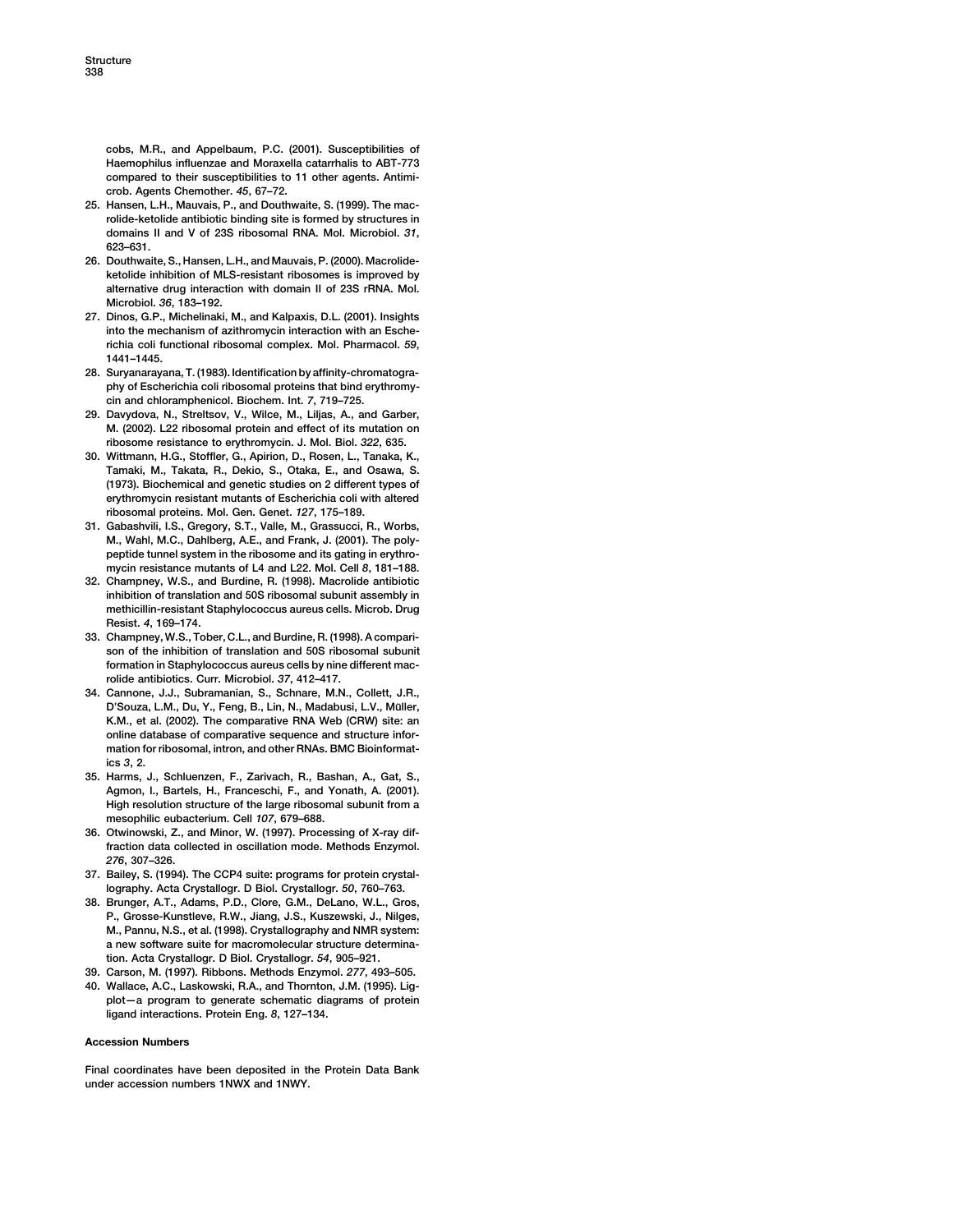cobs, M.R., and Appelbaum, P.C. (2001). Susceptibilities of Haemophilus influenzae and Moraxella catarrhalis to ABT-773 compared to their susceptibilities to 11 other agents. Antimicrob. Agents Chemother. *45*, 67–72.

25. Hansen, L.H., Mauvais, P., and Douthwaite, S. (1999). The macrolide-ketolide antibiotic binding site is formed by structures in domains II and V of 23S ribosomal RNA. Mol. Microbiol. *31*, 623–631.
26. Douthwaite, S., Hansen, L.H., and Mauvais, P. (2000). Macrolide-ketolide inhibition of MLS-resistant ribosomes is improved by alternative drug interaction with domain II of 23S rRNA. Mol. Microbiol. *36*, 183–192.
27. Dinos, G.P., Michelinaki, M., and Kalpaxis, D.L. (2001). Insights into the mechanism of azithromycin interaction with an Escherichia coli functional ribosomal complex. Mol. Pharmacol. *59*, 1441–1445.
28. Suryanarayana, T. (1983). Identification by affinity-chromatography of Escherichia coli ribosomal proteins that bind erythromycin and chloramphenicol. Biochem. Int. *7*, 719–725.
29. Davydova, N., Streltsov, V., Wilce, M., Liljas, A., and Garber, M. (2002). L22 ribosomal protein and effect of its mutation on ribosome resistance to erythromycin. J. Mol. Biol. *322*, 635.
30. Wittmann, H.G., Stoffler, G., Apirion, D., Rosen, L., Tanaka, K., Tamaki, M., Takata, R., Dekio, S., Otaka, E., and Osawa, S. (1973). Biochemical and genetic studies on 2 different types of erythromycin resistant mutants of Escherichia coli with altered ribosomal proteins. Mol. Gen. Genet. *127*, 175–189.
31. Gabashvili, I.S., Gregory, S.T., Valle, M., Grassucci, R., Worbs, M., Wahl, M.C., Dahlberg, A.E., and Frank, J. (2001). The polypeptide tunnel system in the ribosome and its gating in erythromycin resistance mutants of L4 and L22. Mol. Cell *8*, 181–188.
32. Champney, W.S., and Burdine, R. (1998). Macrolide antibiotic inhibition of translation and 50S ribosomal subunit assembly in methicillin-resistant Staphylococcus aureus cells. Microb. Drug Resist. *4*, 169–174.
33. Champney, W.S., Tober, C.L., and Burdine, R. (1998). A comparison of the inhibition of translation and 50S ribosomal subunit formation in Staphylococcus aureus cells by nine different macrolide antibiotics. Curr. Microbiol. *37*, 412–417.
34. Cannone, J.J., Subramanian, S., Schnare, M.N., Collett, J.R., D'Souza, L.M., Du, Y., Feng, B., Lin, N., Madabusi, L.V., Müller, K.M., et al. (2002). The comparative RNA Web (CRW) site: an online database of comparative sequence and structure information for ribosomal, intron, and other RNAs. BMC Bioinformatics *3*, 2.
35. Harms, J., Schluenzen, F., Zarivach, R., Bashan, A., Gat, S., Agmon, I., Bartels, H., Franceschi, F., and Yonath, A. (2001). High resolution structure of the large ribosomal subunit from a mesophilic eubacterium. Cell *107*, 679–688.
36. Otwinowski, Z., and Minor, W. (1997). Processing of X-ray diffraction data collected in oscillation mode. Methods Enzymol. *276*, 307–326.
37. Bailey, S. (1994). The CCP4 suite: programs for protein crystallography. Acta Crystallogr. D Biol. Crystallogr. *50*, 760–763.
38. Brunger, A.T., Adams, P.D., Clore, G.M., DeLano, W.L., Gros, P., Grosse-Kunstleve, R.W., Jiang, J.S., Kuszewski, J., Nilges, M., Pannu, N.S., et al. (1998). Crystallography and NMR system: a new software suite for macromolecular structure determination. Acta Crystallogr. D Biol. Crystallogr. *54*, 905–921.
39. Carson, M. (1997). Ribbons. Methods Enzymol. *277*, 493–505.
40. Wallace, A.C., Laskowski, R.A., and Thornton, J.M. (1995). Ligplot—a program to generate schematic diagrams of protein ligand interactions. Protein Eng. *8*, 127–134.

### Accession Numbers

Final coordinates have been deposited in the Protein Data Bank under accession numbers 1NWX and 1NWY.